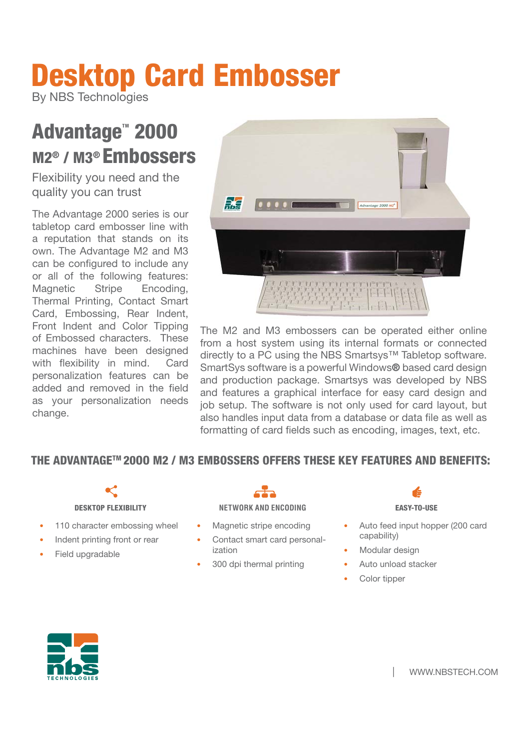# Desktop Card Embosser

By NBS Technologies

## Advantage™ 2000 M2® / M3® Embossers

Flexibility you need and the quality you can trust

The Advantage 2000 series is our tabletop card embosser line with a reputation that stands on its own. The Advantage M2 and M3 can be configured to include any or all of the following features: Magnetic Stripe Encoding, Thermal Printing, Contact Smart Card, Embossing, Rear Indent, Front Indent and Color Tipping of Embossed characters. These machines have been designed with flexibility in mind. Card personalization features can be added and removed in the field as your personalization needs change.

The M2 and M3 embossers can be operated either online from a host system using its internal formats or connected directly to a PC using the NBS Smartsys™ Tabletop software. SmartSys software is a powerful Windows® based card design and production package. Smartsys was developed by NBS and features a graphical interface for easy card design and job setup. The software is not only used for card layout, but also handles input data from a database or data file as well as formatting of card fields such as encoding, images, text, etc.

## THE ADVANTAGE™ 2000 M2 / M3 EMBOSSERS OFFERS THESE KEY FEATURES AND BENEFITS:

### DESKTOP FLEXIBILITY

- 110 character embossing wheel
- Indent printing front or rear
- Field upgradable

### NETWORK AND ENCODING

- Magnetic stripe encoding
- Contact smart card personalization
- 300 dpi thermal printing

### EASY-TO-USE

- Auto feed input hopper (200 card capability)
- Modular design
- Auto unload stacker
- Color tipper

WWW.NBSTECH.COM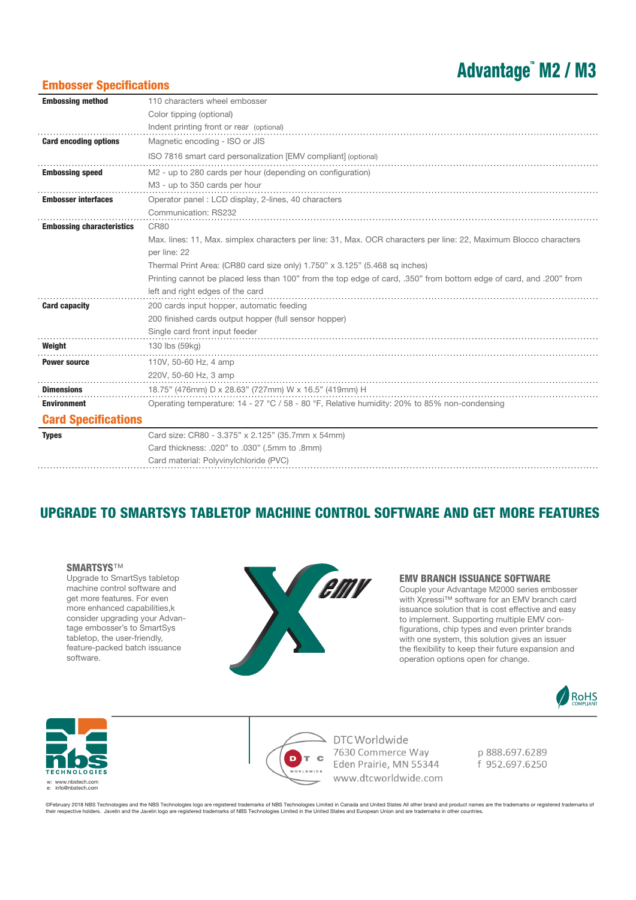# Advantage™ M2 / M3

## Embosser Specifications

| | |
|---|---|
| **Embossing method** | 110 characters wheel embosser<br>Color tipping (optional)<br>Indent printing front or rear (optional) |
| **Card encoding options** | Magnetic encoding - ISO or JIS<br>ISO 7816 smart card personalization [EMV compliant] (optional) |
| **Embossing speed** | M2 - up to 280 cards per hour (depending on configuration)<br>M3 - up to 350 cards per hour |
| **Embosser interfaces** | Operator panel : LCD display, 2-lines, 40 characters<br>Communication: RS232 |
| **Embossing characteristics** | CR80<br>Max. lines: 11, Max. simplex characters per line: 31, Max. OCR characters per line: 22, Maximum Blocco characters per line: 22<br>Thermal Print Area: (CR80 card size only) 1.750" x 3.125" (5.468 sq inches)<br>Printing cannot be placed less than 100" from the top edge of card, .350" from bottom edge of card, and .200" from left and right edges of the card |
| **Card capacity** | 200 cards input hopper, automatic feeding<br>200 finished cards output hopper (full sensor hopper)<br>Single card front input feeder |
| **Weight** | 130 lbs (59kg) |
| **Power source** | 110V, 50-60 Hz, 4 amp<br>220V, 50-60 Hz, 3 amp |
| **Dimensions** | 18.75" (476mm) D x 28.63" (727mm) W x 16.5" (419mm) H |
| **Environment** | Operating temperature: 14 - 27 °C / 58 - 80 °F, Relative humidity: 20% to 85% non-condensing |

## Card Specifications

| | |
|---|---|
| **Types** | Card size: CR80 - 3.375" x 2.125" (35.7mm x 54mm)<br>Card thickness: .020" to .030" (.5mm to .8mm)<br>Card material: Polyvinylchloride (PVC) |

## UPGRADE TO SMARTSYS TABLETOP MACHINE CONTROL SOFTWARE AND GET MORE FEATURES

### SMARTSYS™

Upgrade to SmartSys tabletop machine control software and get more features. For even more enhanced capabilities,k consider upgrading your Advantage embosser's to SmartSys tabletop, the user-friendly, feature-packed batch issuance software.

### EMV BRANCH ISSUANCE SOFTWARE

Couple your Advantage M2000 series embosser with Xpressi™ software for an EMV branch card issuance solution that is cost effective and easy to implement. Supporting multiple EMV configurations, chip types and even printer brands with one system, this solution gives an issuer the flexibility to keep their future expansion and operation options open for change.

RoHS COMPLIANT

nbs TECHNOLOGIES
w: www.nbstech.com
e: info@nbstech.com

DTC Worldwide
7630 Commerce Way
Eden Prairie, MN 55344
www.dtcworldwide.com

p 888.697.6289
f 952.697.6250

©February 2018 NBS Technologies and the NBS Technologies logo are registered trademarks of NBS Technologies Limited in Canada and United States All other brand and product names are the trademarks or registered trademarks of their respective holders. Javelin and the Javelin logo are registered trademarks of NBS Technologies Limited in the United States and European Union and are trademarks in other countries.